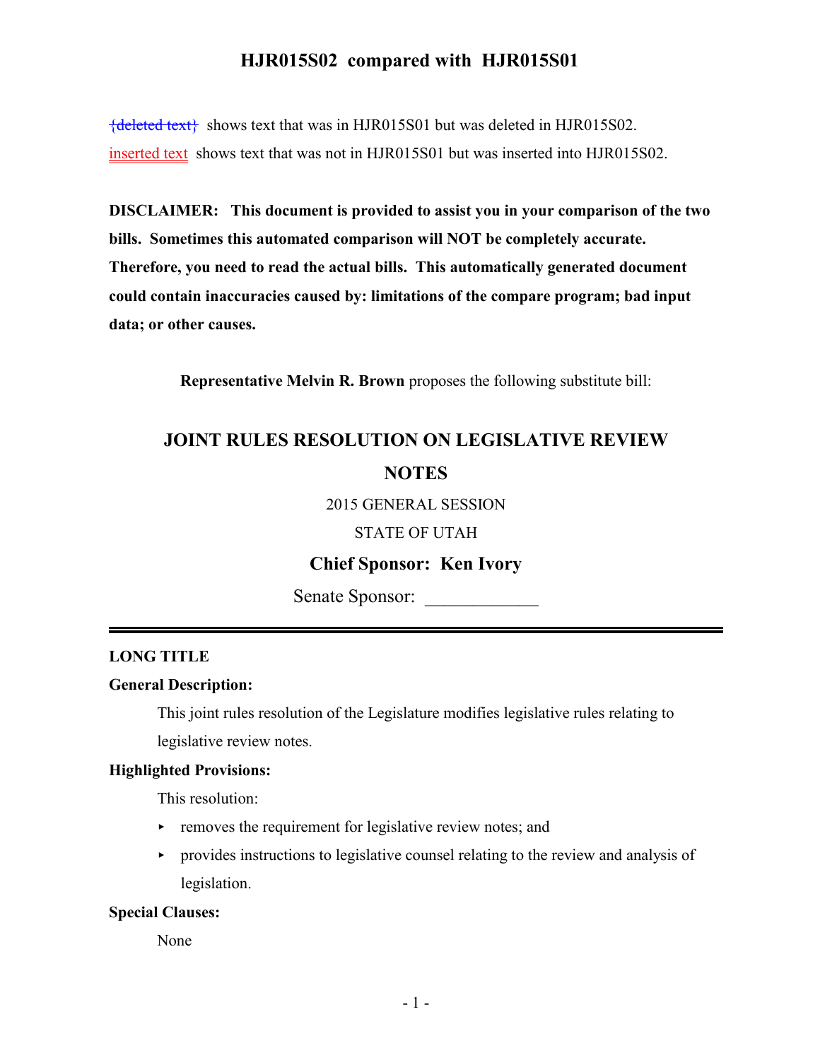# HJR015S02 compared with HJR015S01

~~{deleted text}~~ shows text that was in HJR015S01 but was deleted in HJR015S02.

inserted text shows text that was not in HJR015S01 but was inserted into HJR015S02.

**DISCLAIMER: This document is provided to assist you in your comparison of the two bills. Sometimes this automated comparison will NOT be completely accurate. Therefore, you need to read the actual bills. This automatically generated document could contain inaccuracies caused by: limitations of the compare program; bad input data; or other causes.**

**Representative Melvin R. Brown** proposes the following substitute bill:

## JOINT RULES RESOLUTION ON LEGISLATIVE REVIEW NOTES

2015 GENERAL SESSION

STATE OF UTAH

**Chief Sponsor: Ken Ivory**

Senate Sponsor: ____________

---

**LONG TITLE**

**General Description:**

This joint rules resolution of the Legislature modifies legislative rules relating to legislative review notes.

**Highlighted Provisions:**

This resolution:

- removes the requirement for legislative review notes; and
- provides instructions to legislative counsel relating to the review and analysis of legislation.

**Special Clauses:**

None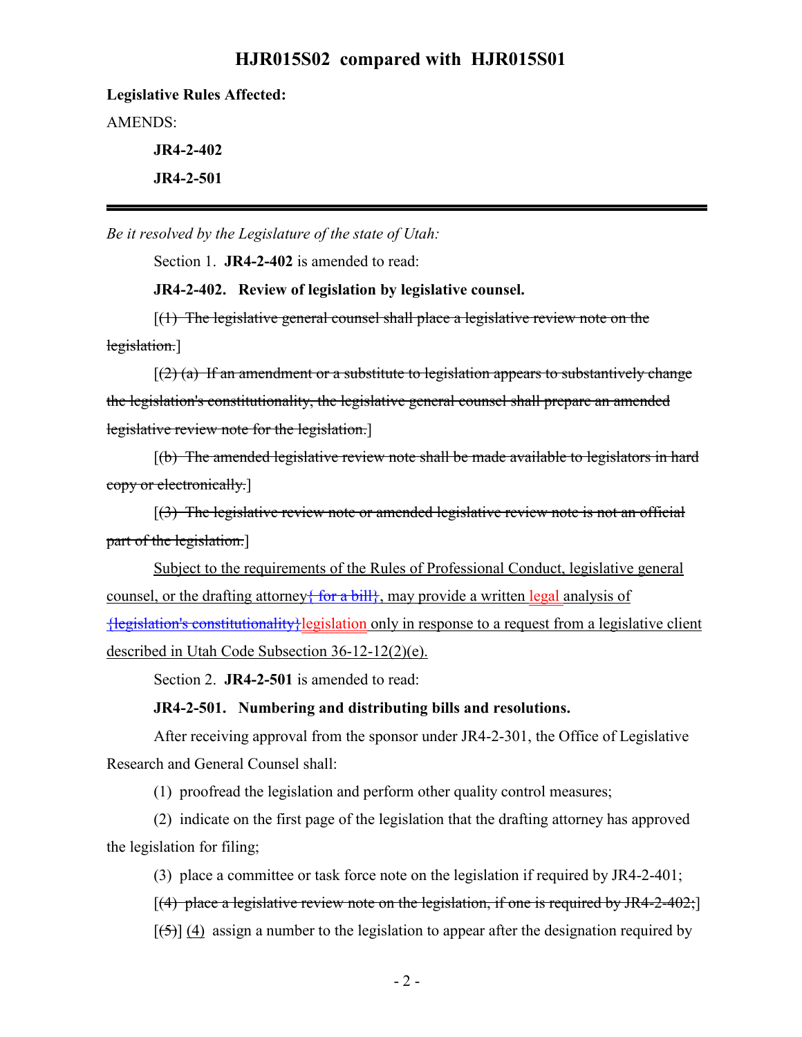**Legislative Rules Affected:**

AMENDS:

**JR4-2-402**

**JR4-2-501**

---

*Be it resolved by the Legislature of the state of Utah:*

Section 1. **JR4-2-402** is amended to read:

**JR4-2-402. Review of legislation by legislative counsel.**

[~~(1) The legislative general counsel shall place a legislative review note on the legislation.~~]

[~~(2) (a) If an amendment or a substitute to legislation appears to substantively change the legislation's constitutionality, the legislative general counsel shall prepare an amended legislative review note for the legislation.~~]

[~~(b) The amended legislative review note shall be made available to legislators in hard copy or electronically.~~]

[~~(3) The legislative review note or amended legislative review note is not an official part of the legislation.~~]

Subject to the requirements of the Rules of Professional Conduct, legislative general counsel, or the drafting attorney~~{ for a bill}~~, may provide a written legal analysis of ~~{legislation's constitutionality}~~legislation only in response to a request from a legislative client described in Utah Code Subsection 36-12-12(2)(e).

Section 2. **JR4-2-501** is amended to read:

**JR4-2-501. Numbering and distributing bills and resolutions.**

After receiving approval from the sponsor under JR4-2-301, the Office of Legislative Research and General Counsel shall:

(1) proofread the legislation and perform other quality control measures;

(2) indicate on the first page of the legislation that the drafting attorney has approved the legislation for filing;

(3) place a committee or task force note on the legislation if required by JR4-2-401;

[~~(4) place a legislative review note on the legislation, if one is required by JR4-2-402;~~]

[~~(5)~~] (4) assign a number to the legislation to appear after the designation required by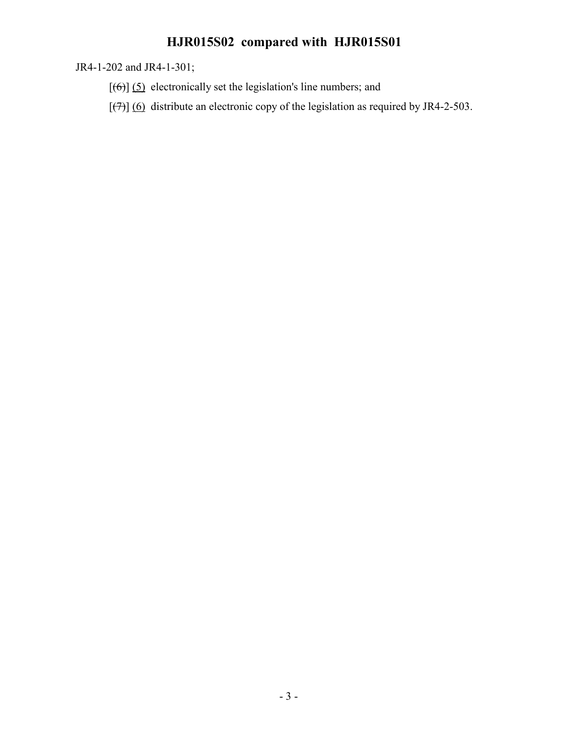JR4-1-202 and JR4-1-301;

[~~(6)~~] <u>(5)</u> electronically set the legislation's line numbers; and

[~~(7)~~] <u>(6)</u> distribute an electronic copy of the legislation as required by JR4-2-503.